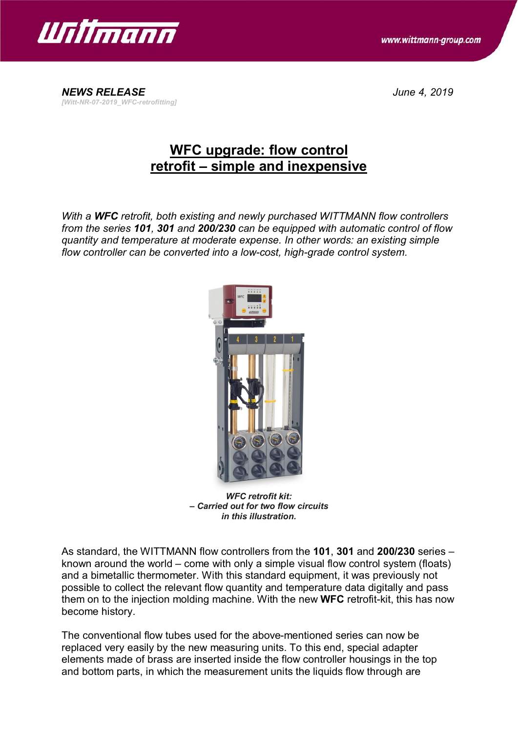**_NEWS RELEASE_**
*[Witt-NR-07-2019_WFC-retrofitting]*

*June 4, 2019*

# WFC upgrade: flow control retrofit – simple and inexpensive

*With a **WFC** retrofit, both existing and newly purchased WITTMANN flow controllers from the series **101**, **301** and **200/230** can be equipped with automatic control of flow quantity and temperature at moderate expense. In other words: an existing simple flow controller can be converted into a low-cost, high-grade control system.*

***WFC retrofit kit:***
***– Carried out for two flow circuits in this illustration.***

As standard, the WITTMANN flow controllers from the **101**, **301** and **200/230** series – known around the world – come with only a simple visual flow control system (floats) and a bimetallic thermometer. With this standard equipment, it was previously not possible to collect the relevant flow quantity and temperature data digitally and pass them on to the injection molding machine. With the new **WFC** retrofit-kit, this has now become history.

The conventional flow tubes used for the above-mentioned series can now be replaced very easily by the new measuring units. To this end, special adapter elements made of brass are inserted inside the flow controller housings in the top and bottom parts, in which the measurement units the liquids flow through are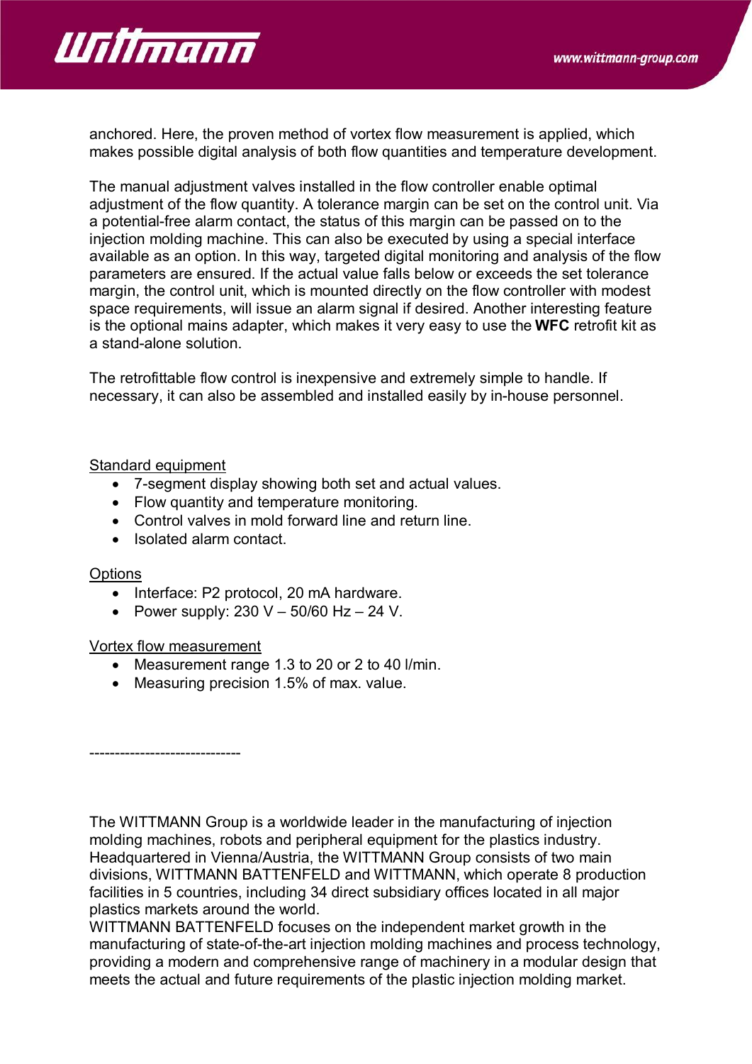anchored. Here, the proven method of vortex flow measurement is applied, which makes possible digital analysis of both flow quantities and temperature development.

The manual adjustment valves installed in the flow controller enable optimal adjustment of the flow quantity. A tolerance margin can be set on the control unit. Via a potential-free alarm contact, the status of this margin can be passed on to the injection molding machine. This can also be executed by using a special interface available as an option. In this way, targeted digital monitoring and analysis of the flow parameters are ensured. If the actual value falls below or exceeds the set tolerance margin, the control unit, which is mounted directly on the flow controller with modest space requirements, will issue an alarm signal if desired. Another interesting feature is the optional mains adapter, which makes it very easy to use the **WFC** retrofit kit as a stand-alone solution.

The retrofittable flow control is inexpensive and extremely simple to handle. If necessary, it can also be assembled and installed easily by in-house personnel.

Standard equipment

- 7-segment display showing both set and actual values.
- Flow quantity and temperature monitoring.
- Control valves in mold forward line and return line.
- Isolated alarm contact.

Options

- Interface: P2 protocol, 20 mA hardware.
- Power supply: 230 V – 50/60 Hz – 24 V.

Vortex flow measurement

- Measurement range 1.3 to 20 or 2 to 40 l/min.
- Measuring precision 1.5% of max. value.

-----------------------------

The WITTMANN Group is a worldwide leader in the manufacturing of injection molding machines, robots and peripheral equipment for the plastics industry. Headquartered in Vienna/Austria, the WITTMANN Group consists of two main divisions, WITTMANN BATTENFELD and WITTMANN, which operate 8 production facilities in 5 countries, including 34 direct subsidiary offices located in all major plastics markets around the world.
WITTMANN BATTENFELD focuses on the independent market growth in the manufacturing of state-of-the-art injection molding machines and process technology, providing a modern and comprehensive range of machinery in a modular design that meets the actual and future requirements of the plastic injection molding market.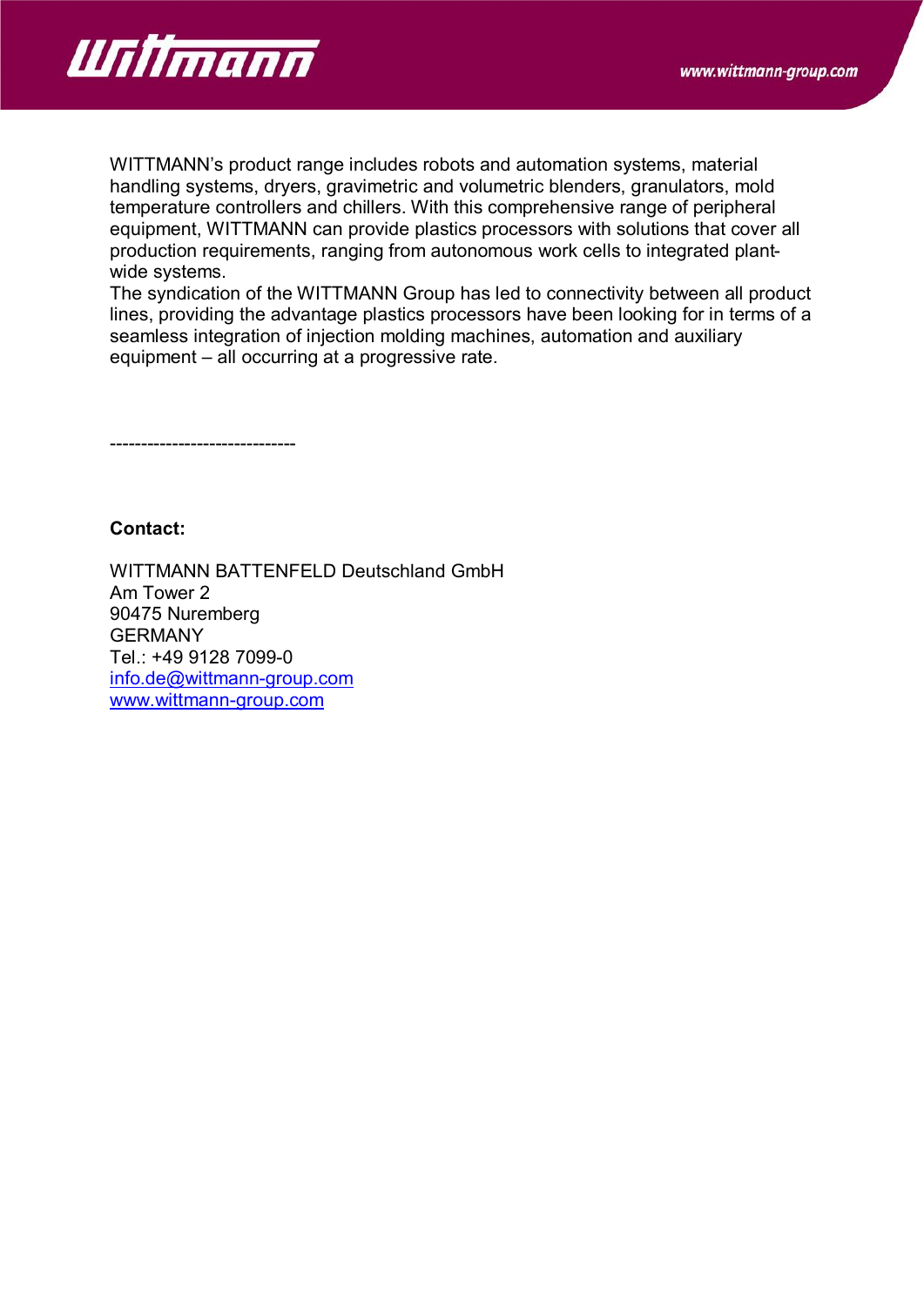WITTMANN's product range includes robots and automation systems, material handling systems, dryers, gravimetric and volumetric blenders, granulators, mold temperature controllers and chillers. With this comprehensive range of peripheral equipment, WITTMANN can provide plastics processors with solutions that cover all production requirements, ranging from autonomous work cells to integrated plant-wide systems.
The syndication of the WITTMANN Group has led to connectivity between all product lines, providing the advantage plastics processors have been looking for in terms of a seamless integration of injection molding machines, automation and auxiliary equipment – all occurring at a progressive rate.

------------------------------

**Contact:**

WITTMANN BATTENFELD Deutschland GmbH
Am Tower 2
90475 Nuremberg
GERMANY
Tel.: +49 9128 7099-0
info.de@wittmann-group.com
www.wittmann-group.com